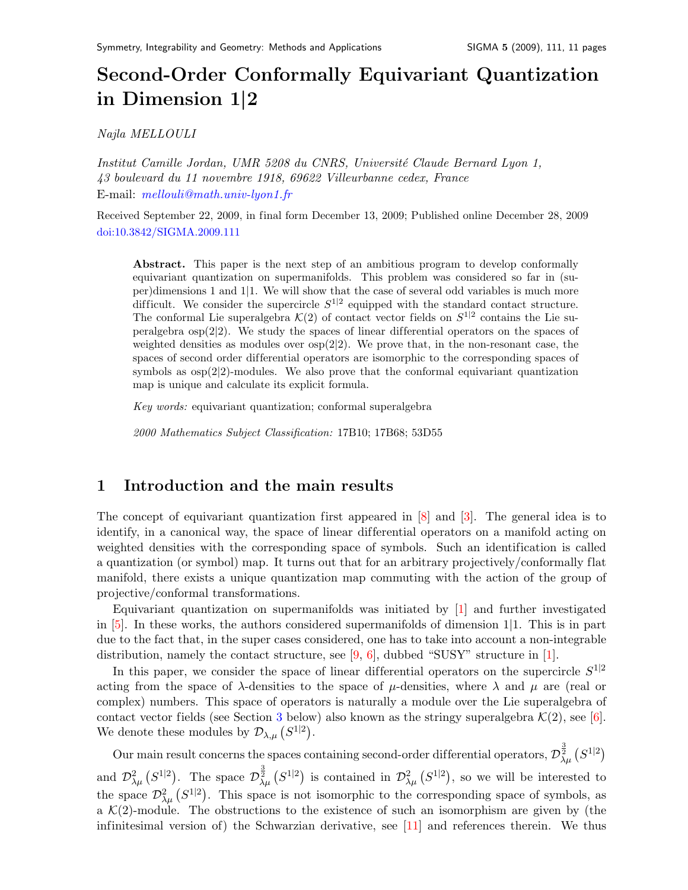# Second-Order Conformally Equivariant Quantization in Dimension 1|2

*Najla MELLOULI*

*Institut Camille Jordan, UMR 5208 du CNRS, Université Claude Bernard Lyon 1, 43 boulevard du 11 novembre 1918, 69622 Villeurbanne cedex, France*
E-mail: *mellouli@math.univ-lyon1.fr*

Received September 22, 2009, in final form December 13, 2009; Published online December 28, 2009
doi:10.3842/SIGMA.2009.111

> **Abstract.** This paper is the next step of an ambitious program to develop conformally equivariant quantization on supermanifolds. This problem was considered so far in (super)dimensions 1 and 1|1. We will show that the case of several odd variables is much more difficult. We consider the supercircle $S^{1|2}$ equipped with the standard contact structure. The conformal Lie superalgebra $\mathcal{K}(2)$ of contact vector fields on $S^{1|2}$ contains the Lie superalgebra osp(2|2). We study the spaces of linear differential operators on the spaces of weighted densities as modules over osp(2|2). We prove that, in the non-resonant case, the spaces of second order differential operators are isomorphic to the corresponding spaces of symbols as osp(2|2)-modules. We also prove that the conformal equivariant quantization map is unique and calculate its explicit formula.
>
> *Key words:* equivariant quantization; conformal superalgebra
>
> *2000 Mathematics Subject Classification:* 17B10; 17B68; 53D55

## 1 Introduction and the main results

The concept of equivariant quantization first appeared in [8] and [3]. The general idea is to identify, in a canonical way, the space of linear differential operators on a manifold acting on weighted densities with the corresponding space of symbols. Such an identification is called a quantization (or symbol) map. It turns out that for an arbitrary projectively/conformally flat manifold, there exists a unique quantization map commuting with the action of the group of projective/conformal transformations.

Equivariant quantization on supermanifolds was initiated by [1] and further investigated in [5]. In these works, the authors considered supermanifolds of dimension 1|1. This is in part due to the fact that, in the super cases considered, one has to take into account a non-integrable distribution, namely the contact structure, see [9, 6], dubbed "SUSY" structure in [1].

In this paper, we consider the space of linear differential operators on the supercircle $S^{1|2}$ acting from the space of $\lambda$-densities to the space of $\mu$-densities, where $\lambda$ and $\mu$ are (real or complex) numbers. This space of operators is naturally a module over the Lie superalgebra of contact vector fields (see Section 3 below) also known as the stringy superalgebra $\mathcal{K}(2)$, see [6]. We denote these modules by $\mathcal{D}_{\lambda,\mu}\left(S^{1|2}\right)$.

Our main result concerns the spaces containing second-order differential operators, $\mathcal{D}^{\frac{3}{2}}_{\lambda\mu}\left(S^{1|2}\right)$ and $\mathcal{D}^{2}_{\lambda\mu}\left(S^{1|2}\right)$. The space $\mathcal{D}^{\frac{3}{2}}_{\lambda\mu}\left(S^{1|2}\right)$ is contained in $\mathcal{D}^{2}_{\lambda\mu}\left(S^{1|2}\right)$, so we will be interested to the space $\mathcal{D}^{2}_{\lambda\mu}\left(S^{1|2}\right)$. This space is not isomorphic to the corresponding space of symbols, as a $\mathcal{K}(2)$-module. The obstructions to the existence of such an isomorphism are given by (the infinitesimal version of) the Schwarzian derivative, see [11] and references therein. We thus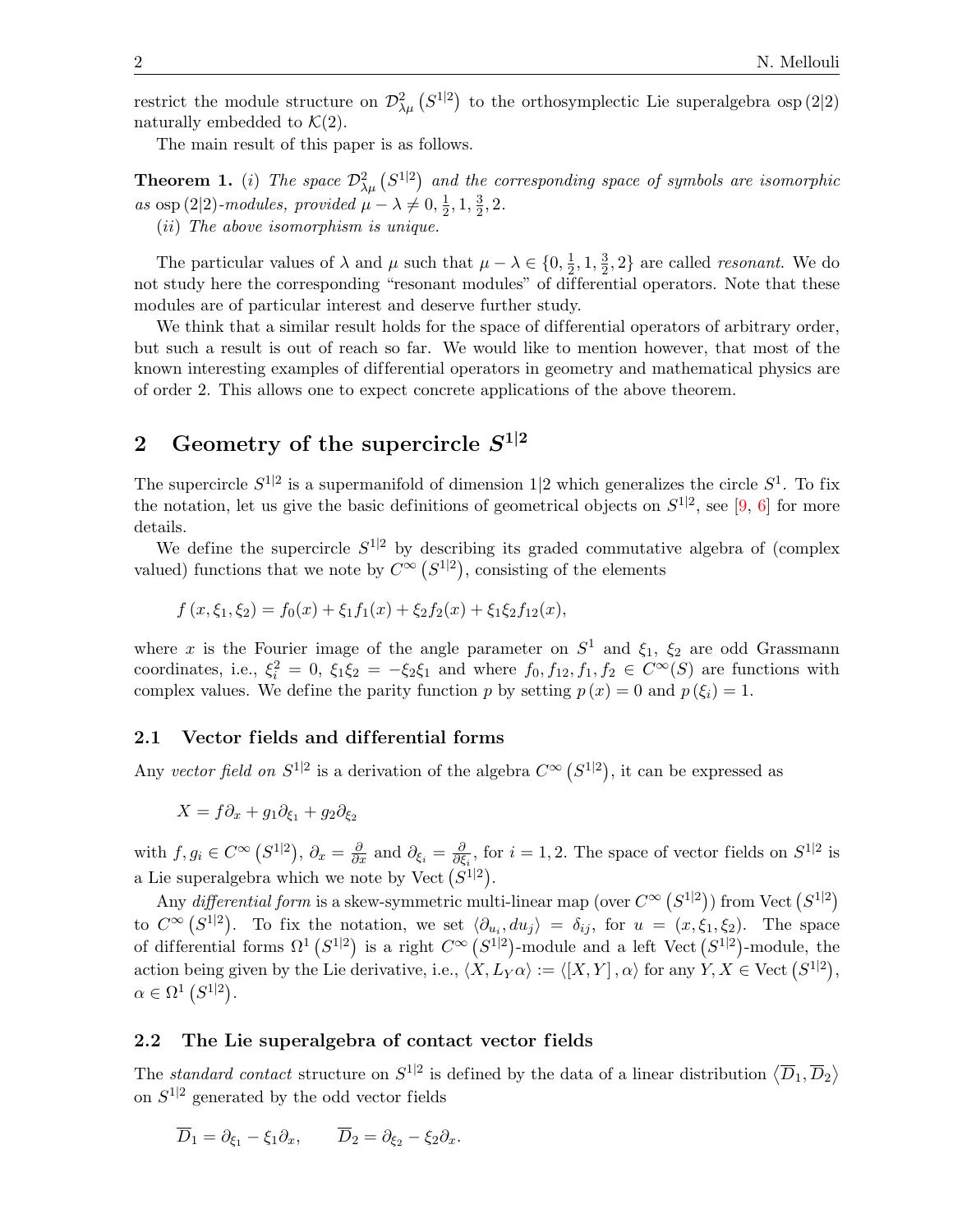restrict the module structure on $\mathcal{D}^2_{\lambda\mu}\left(S^{1|2}\right)$ to the orthosymplectic Lie superalgebra $\operatorname{osp}(2|2)$ naturally embedded to $\mathcal{K}(2)$.

The main result of this paper is as follows.

**Theorem 1.** (*i*) *The space* $\mathcal{D}^2_{\lambda\mu}\left(S^{1|2}\right)$ *and the corresponding space of symbols are isomorphic as* $\operatorname{osp}(2|2)$*-modules, provided* $\mu - \lambda \neq 0, \frac{1}{2}, 1, \frac{3}{2}, 2$.

(*ii*) *The above isomorphism is unique.*

The particular values of $\lambda$ and $\mu$ such that $\mu - \lambda \in \{0, \frac{1}{2}, 1, \frac{3}{2}, 2\}$ are called *resonant*. We do not study here the corresponding "resonant modules" of differential operators. Note that these modules are of particular interest and deserve further study.

We think that a similar result holds for the space of differential operators of arbitrary order, but such a result is out of reach so far. We would like to mention however, that most of the known interesting examples of differential operators in geometry and mathematical physics are of order 2. This allows one to expect concrete applications of the above theorem.

## 2 Geometry of the supercircle $S^{1|2}$

The supercircle $S^{1|2}$ is a supermanifold of dimension $1|2$ which generalizes the circle $S^1$. To fix the notation, let us give the basic definitions of geometrical objects on $S^{1|2}$, see [9, 6] for more details.

We define the supercircle $S^{1|2}$ by describing its graded commutative algebra of (complex valued) functions that we note by $C^\infty\left(S^{1|2}\right)$, consisting of the elements

$$f(x, \xi_1, \xi_2) = f_0(x) + \xi_1 f_1(x) + \xi_2 f_2(x) + \xi_1\xi_2 f_{12}(x),$$

where $x$ is the Fourier image of the angle parameter on $S^1$ and $\xi_1$, $\xi_2$ are odd Grassmann coordinates, i.e., $\xi_i^2 = 0$, $\xi_1\xi_2 = -\xi_2\xi_1$ and where $f_0, f_{12}, f_1, f_2 \in C^\infty(S)$ are functions with complex values. We define the parity function $p$ by setting $p(x) = 0$ and $p(\xi_i) = 1$.

### 2.1 Vector fields and differential forms

Any *vector field on* $S^{1|2}$ is a derivation of the algebra $C^\infty\left(S^{1|2}\right)$, it can be expressed as

$$X = f\partial_x + g_1\partial_{\xi_1} + g_2\partial_{\xi_2}$$

with $f, g_i \in C^\infty\left(S^{1|2}\right)$, $\partial_x = \frac{\partial}{\partial x}$ and $\partial_{\xi_i} = \frac{\partial}{\partial \xi_i}$, for $i = 1, 2$. The space of vector fields on $S^{1|2}$ is a Lie superalgebra which we note by $\operatorname{Vect}\left(S^{1|2}\right)$.

Any *differential form* is a skew-symmetric multi-linear map (over $C^\infty\left(S^{1|2}\right)$) from $\operatorname{Vect}\left(S^{1|2}\right)$ to $C^\infty\left(S^{1|2}\right)$. To fix the notation, we set $\langle \partial_{u_i}, du_j\rangle = \delta_{ij}$, for $u = (x, \xi_1, \xi_2)$. The space of differential forms $\Omega^1\left(S^{1|2}\right)$ is a right $C^\infty\left(S^{1|2}\right)$-module and a left $\operatorname{Vect}\left(S^{1|2}\right)$-module, the action being given by the Lie derivative, i.e., $\langle X, L_Y\alpha\rangle := \langle [X, Y], \alpha\rangle$ for any $Y, X \in \operatorname{Vect}\left(S^{1|2}\right)$, $\alpha \in \Omega^1\left(S^{1|2}\right)$.

### 2.2 The Lie superalgebra of contact vector fields

The *standard contact* structure on $S^{1|2}$ is defined by the data of a linear distribution $\langle \overline{D}_1, \overline{D}_2\rangle$ on $S^{1|2}$ generated by the odd vector fields

$$\overline{D}_1 = \partial_{\xi_1} - \xi_1\partial_x, \qquad \overline{D}_2 = \partial_{\xi_2} - \xi_2\partial_x.$$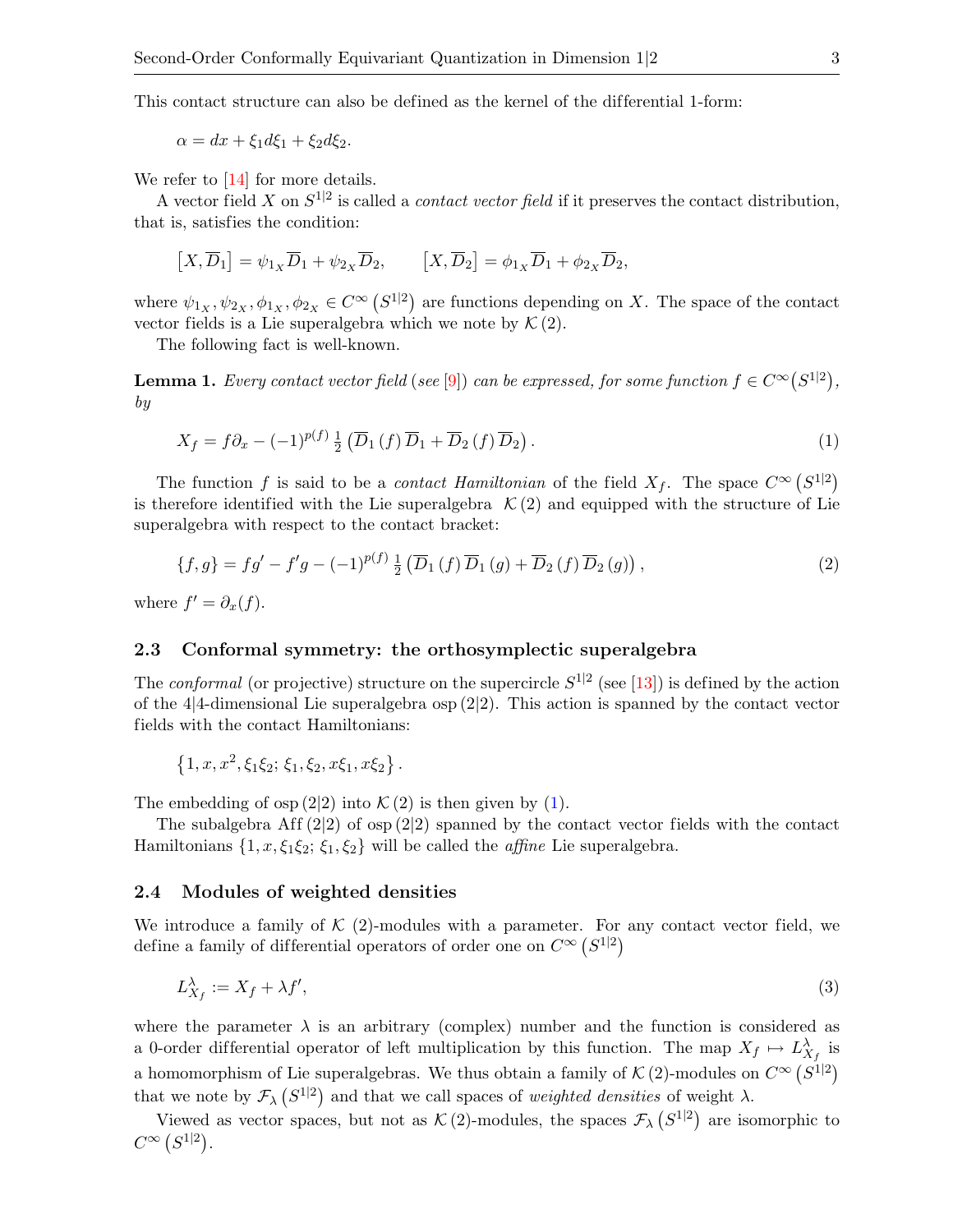This contact structure can also be defined as the kernel of the differential 1-form:

$$\alpha = dx + \xi_1 d\xi_1 + \xi_2 d\xi_2.$$

We refer to [14] for more details.

A vector field $X$ on $S^{1|2}$ is called a *contact vector field* if it preserves the contact distribution, that is, satisfies the condition:

$$\left[X, \overline{D}_1\right] = \psi_{1_X}\overline{D}_1 + \psi_{2_X}\overline{D}_2, \qquad \left[X, \overline{D}_2\right] = \phi_{1_X}\overline{D}_1 + \phi_{2_X}\overline{D}_2,$$

where $\psi_{1_X}, \psi_{2_X}, \phi_{1_X}, \phi_{2_X} \in C^\infty\left(S^{1|2}\right)$ are functions depending on $X$. The space of the contact vector fields is a Lie superalgebra which we note by $\mathcal{K}(2)$.

The following fact is well-known.

**Lemma 1.** *Every contact vector field (see [9]) can be expressed, for some function $f \in C^\infty\left(S^{1|2}\right)$, by*

$$X_f = f\partial_x - (-1)^{p(f)}\,\tfrac{1}{2}\left(\overline{D}_1(f)\,\overline{D}_1 + \overline{D}_2(f)\,\overline{D}_2\right). \tag{1}$$

The function $f$ is said to be a *contact Hamiltonian* of the field $X_f$. The space $C^\infty\left(S^{1|2}\right)$ is therefore identified with the Lie superalgebra $\mathcal{K}(2)$ and equipped with the structure of Lie superalgebra with respect to the contact bracket:

$$\{f, g\} = fg' - f'g - (-1)^{p(f)}\,\tfrac{1}{2}\left(\overline{D}_1(f)\,\overline{D}_1(g) + \overline{D}_2(f)\,\overline{D}_2(g)\right), \tag{2}$$

where $f' = \partial_x(f)$.

### 2.3 Conformal symmetry: the orthosymplectic superalgebra

The *conformal* (or projective) structure on the supercircle $S^{1|2}$ (see [13]) is defined by the action of the $4|4$-dimensional Lie superalgebra $\mathrm{osp}(2|2)$. This action is spanned by the contact vector fields with the contact Hamiltonians:

$$\left\{1, x, x^2, \xi_1\xi_2;\, \xi_1, \xi_2, x\xi_1, x\xi_2\right\}.$$

The embedding of $\mathrm{osp}(2|2)$ into $\mathcal{K}(2)$ is then given by (1).

The subalgebra $\mathrm{Aff}(2|2)$ of $\mathrm{osp}(2|2)$ spanned by the contact vector fields with the contact Hamiltonians $\{1, x, \xi_1\xi_2;\, \xi_1, \xi_2\}$ will be called the *affine* Lie superalgebra.

### 2.4 Modules of weighted densities

We introduce a family of $\mathcal{K}(2)$-modules with a parameter. For any contact vector field, we define a family of differential operators of order one on $C^\infty\left(S^{1|2}\right)$

$$L^\lambda_{X_f} := X_f + \lambda f', \tag{3}$$

where the parameter $\lambda$ is an arbitrary (complex) number and the function is considered as a 0-order differential operator of left multiplication by this function. The map $X_f \mapsto L^\lambda_{X_f}$ is a homomorphism of Lie superalgebras. We thus obtain a family of $\mathcal{K}(2)$-modules on $C^\infty\left(S^{1|2}\right)$ that we note by $\mathcal{F}_\lambda\left(S^{1|2}\right)$ and that we call spaces of *weighted densities* of weight $\lambda$.

Viewed as vector spaces, but not as $\mathcal{K}(2)$-modules, the spaces $\mathcal{F}_\lambda\left(S^{1|2}\right)$ are isomorphic to $C^\infty\left(S^{1|2}\right)$.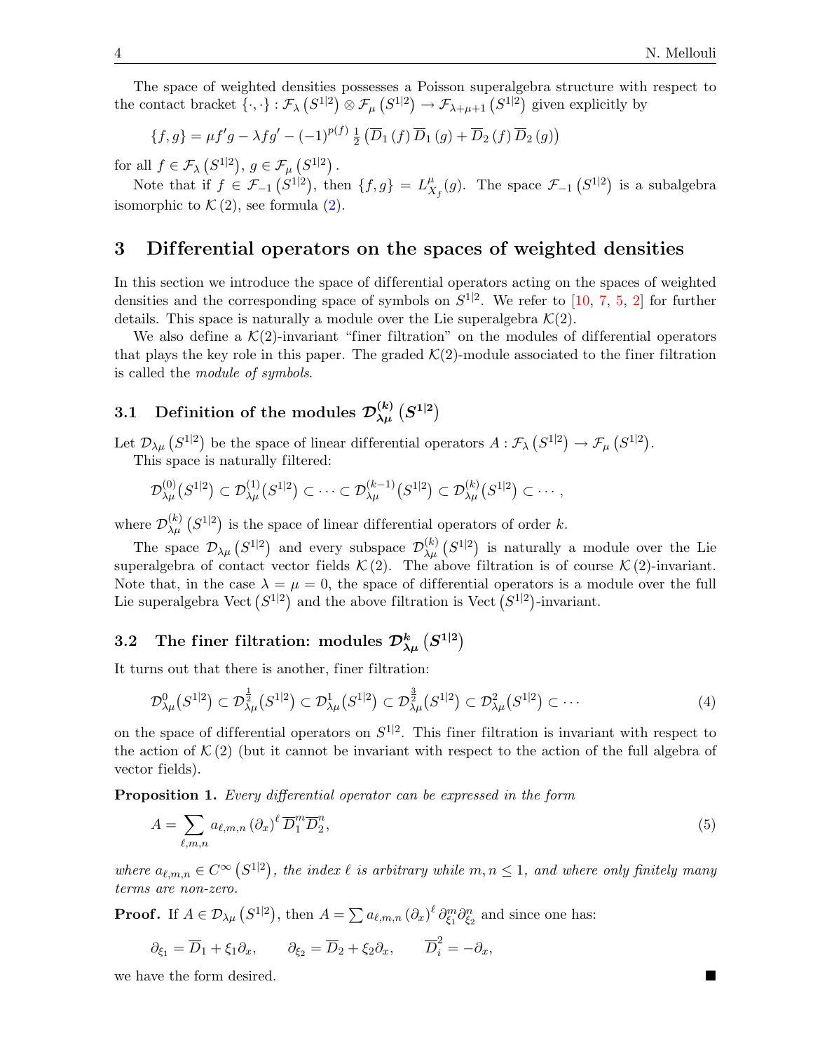The space of weighted densities possesses a Poisson superalgebra structure with respect to the contact bracket $\{\cdot,\cdot\} : \mathcal{F}_\lambda\left(S^{1|2}\right) \otimes \mathcal{F}_\mu\left(S^{1|2}\right) \to \mathcal{F}_{\lambda+\mu+1}\left(S^{1|2}\right)$ given explicitly by

$$\{f,g\} = \mu f' g - \lambda f g' - (-1)^{p(f)} \tfrac{1}{2}\left(\overline{D}_1(f)\,\overline{D}_1(g) + \overline{D}_2(f)\,\overline{D}_2(g)\right)$$

for all $f \in \mathcal{F}_\lambda\left(S^{1|2}\right)$, $g \in \mathcal{F}_\mu\left(S^{1|2}\right)$.

Note that if $f \in \mathcal{F}_{-1}\left(S^{1|2}\right)$, then $\{f,g\} = L^\mu_{X_f}(g)$. The space $\mathcal{F}_{-1}\left(S^{1|2}\right)$ is a subalgebra isomorphic to $\mathcal{K}(2)$, see formula (2).

## 3 Differential operators on the spaces of weighted densities

In this section we introduce the space of differential operators acting on the spaces of weighted densities and the corresponding space of symbols on $S^{1|2}$. We refer to [10, 7, 5, 2] for further details. This space is naturally a module over the Lie superalgebra $\mathcal{K}(2)$.

We also define a $\mathcal{K}(2)$-invariant "finer filtration" on the modules of differential operators that plays the key role in this paper. The graded $\mathcal{K}(2)$-module associated to the finer filtration is called the *module of symbols*.

### 3.1 Definition of the modules $\mathcal{D}^{(k)}_{\lambda\mu}\left(S^{1|2}\right)$

Let $\mathcal{D}_{\lambda\mu}\left(S^{1|2}\right)$ be the space of linear differential operators $A : \mathcal{F}_\lambda\left(S^{1|2}\right) \to \mathcal{F}_\mu\left(S^{1|2}\right)$.

This space is naturally filtered:

$$\mathcal{D}^{(0)}_{\lambda\mu}\big(S^{1|2}\big) \subset \mathcal{D}^{(1)}_{\lambda\mu}\big(S^{1|2}\big) \subset \cdots \subset \mathcal{D}^{(k-1)}_{\lambda\mu}\big(S^{1|2}\big) \subset \mathcal{D}^{(k)}_{\lambda\mu}\big(S^{1|2}\big) \subset \cdots,$$

where $\mathcal{D}^{(k)}_{\lambda\mu}\left(S^{1|2}\right)$ is the space of linear differential operators of order $k$.

The space $\mathcal{D}_{\lambda\mu}\left(S^{1|2}\right)$ and every subspace $\mathcal{D}^{(k)}_{\lambda\mu}\left(S^{1|2}\right)$ is naturally a module over the Lie superalgebra of contact vector fields $\mathcal{K}(2)$. The above filtration is of course $\mathcal{K}(2)$-invariant. Note that, in the case $\lambda = \mu = 0$, the space of differential operators is a module over the full Lie superalgebra $\mathrm{Vect}\left(S^{1|2}\right)$ and the above filtration is $\mathrm{Vect}\left(S^{1|2}\right)$-invariant.

### 3.2 The finer filtration: modules $\mathcal{D}^{k}_{\lambda\mu}\left(S^{1|2}\right)$

It turns out that there is another, finer filtration:

$$\mathcal{D}^{0}_{\lambda\mu}\big(S^{1|2}\big) \subset \mathcal{D}^{\frac{1}{2}}_{\lambda\mu}\big(S^{1|2}\big) \subset \mathcal{D}^{1}_{\lambda\mu}\big(S^{1|2}\big) \subset \mathcal{D}^{\frac{3}{2}}_{\lambda\mu}\big(S^{1|2}\big) \subset \mathcal{D}^{2}_{\lambda\mu}\big(S^{1|2}\big) \subset \cdots \tag{4}$$

on the space of differential operators on $S^{1|2}$. This finer filtration is invariant with respect to the action of $\mathcal{K}(2)$ (but it cannot be invariant with respect to the action of the full algebra of vector fields).

**Proposition 1.** *Every differential operator can be expressed in the form*

$$A = \sum_{\ell,m,n} a_{\ell,m,n}\,(\partial_x)^\ell\,\overline{D}_1^m \overline{D}_2^n, \tag{5}$$

*where $a_{\ell,m,n} \in C^\infty\left(S^{1|2}\right)$, the index $\ell$ is arbitrary while $m, n \le 1$, and where only finitely many terms are non-zero.*

**Proof.** If $A \in \mathcal{D}_{\lambda\mu}\left(S^{1|2}\right)$, then $A = \sum a_{\ell,m,n}\,(\partial_x)^\ell\,\partial^m_{\xi_1}\partial^n_{\xi_2}$ and since one has:

$$\partial_{\xi_1} = \overline{D}_1 + \xi_1\partial_x, \qquad \partial_{\xi_2} = \overline{D}_2 + \xi_2\partial_x, \qquad \overline{D}_i^2 = -\partial_x,$$

we have the form desired. ∎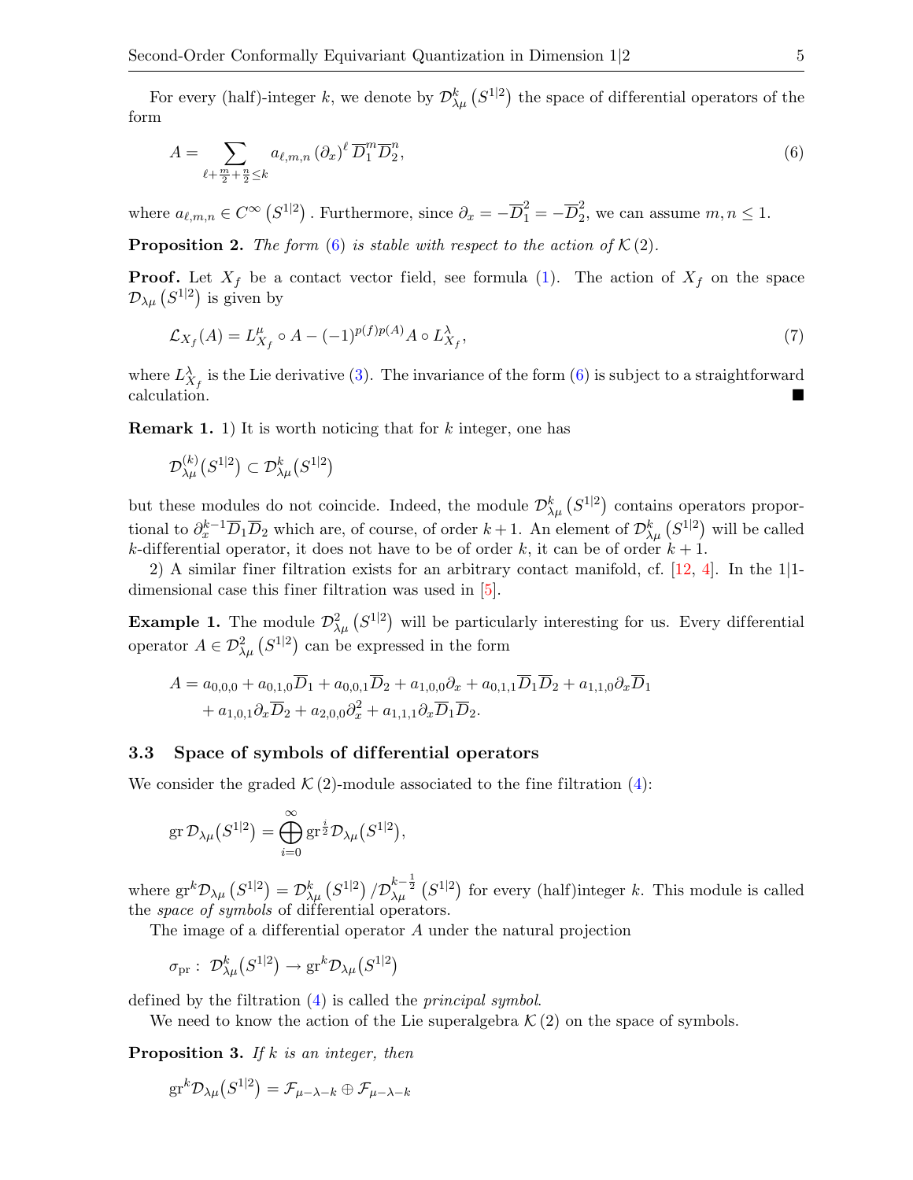For every (half)-integer $k$, we denote by $\mathcal{D}^k_{\lambda\mu}\left(S^{1|2}\right)$ the space of differential operators of the form

$$A = \sum_{\ell+\frac{m}{2}+\frac{n}{2}\leq k} a_{\ell,m,n} \left(\partial_x\right)^\ell \overline{D}_1^m \overline{D}_2^n, \tag{6}$$

where $a_{\ell,m,n} \in C^\infty\left(S^{1|2}\right)$. Furthermore, since $\partial_x = -\overline{D}_1^2 = -\overline{D}_2^2$, we can assume $m, n \leq 1$.

**Proposition 2.** *The form* (6) *is stable with respect to the action of* $\mathcal{K}(2)$*.*

**Proof.** Let $X_f$ be a contact vector field, see formula (1). The action of $X_f$ on the space $\mathcal{D}_{\lambda\mu}\left(S^{1|2}\right)$ is given by

$$\mathcal{L}_{X_f}(A) = L^\mu_{X_f} \circ A - (-1)^{p(f)p(A)} A \circ L^\lambda_{X_f}, \tag{7}$$

where $L^\lambda_{X_f}$ is the Lie derivative (3). The invariance of the form (6) is subject to a straightforward calculation. ■

**Remark 1.** 1) It is worth noticing that for $k$ integer, one has

$$\mathcal{D}^{(k)}_{\lambda\mu}\left(S^{1|2}\right) \subset \mathcal{D}^k_{\lambda\mu}\left(S^{1|2}\right)$$

but these modules do not coincide. Indeed, the module $\mathcal{D}^k_{\lambda\mu}\left(S^{1|2}\right)$ contains operators proportional to $\partial_x^{k-1}\overline{D}_1\overline{D}_2$ which are, of course, of order $k+1$. An element of $\mathcal{D}^k_{\lambda\mu}\left(S^{1|2}\right)$ will be called $k$-differential operator, it does not have to be of order $k$, it can be of order $k+1$.

2) A similar finer filtration exists for an arbitrary contact manifold, cf. [12, 4]. In the 1|1-dimensional case this finer filtration was used in [5].

**Example 1.** The module $\mathcal{D}^2_{\lambda\mu}\left(S^{1|2}\right)$ will be particularly interesting for us. Every differential operator $A \in \mathcal{D}^2_{\lambda\mu}\left(S^{1|2}\right)$ can be expressed in the form

$$\begin{aligned} A = {} & a_{0,0,0} + a_{0,1,0}\overline{D}_1 + a_{0,0,1}\overline{D}_2 + a_{1,0,0}\partial_x + a_{0,1,1}\overline{D}_1\overline{D}_2 + a_{1,1,0}\partial_x\overline{D}_1 \\ & + a_{1,0,1}\partial_x\overline{D}_2 + a_{2,0,0}\partial_x^2 + a_{1,1,1}\partial_x\overline{D}_1\overline{D}_2. \end{aligned}$$

### 3.3 Space of symbols of differential operators

We consider the graded $\mathcal{K}(2)$-module associated to the fine filtration (4):

$$\operatorname{gr}\mathcal{D}_{\lambda\mu}\left(S^{1|2}\right) = \bigoplus_{i=0}^{\infty} \operatorname{gr}^{\frac{i}{2}}\mathcal{D}_{\lambda\mu}\left(S^{1|2}\right),$$

where $\operatorname{gr}^k\mathcal{D}_{\lambda\mu}\left(S^{1|2}\right) = \mathcal{D}^k_{\lambda\mu}\left(S^{1|2}\right)/\mathcal{D}^{k-\frac{1}{2}}_{\lambda\mu}\left(S^{1|2}\right)$ for every (half)integer $k$. This module is called the *space of symbols* of differential operators.

The image of a differential operator $A$ under the natural projection

$$\sigma_{\rm pr} : \ \mathcal{D}^k_{\lambda\mu}\left(S^{1|2}\right) \to \operatorname{gr}^k\mathcal{D}_{\lambda\mu}\left(S^{1|2}\right)$$

defined by the filtration (4) is called the *principal symbol*.

We need to know the action of the Lie superalgebra $\mathcal{K}(2)$ on the space of symbols.

**Proposition 3.** *If $k$ is an integer, then*

$$\operatorname{gr}^k\mathcal{D}_{\lambda\mu}\left(S^{1|2}\right) = \mathcal{F}_{\mu-\lambda-k} \oplus \mathcal{F}_{\mu-\lambda-k}$$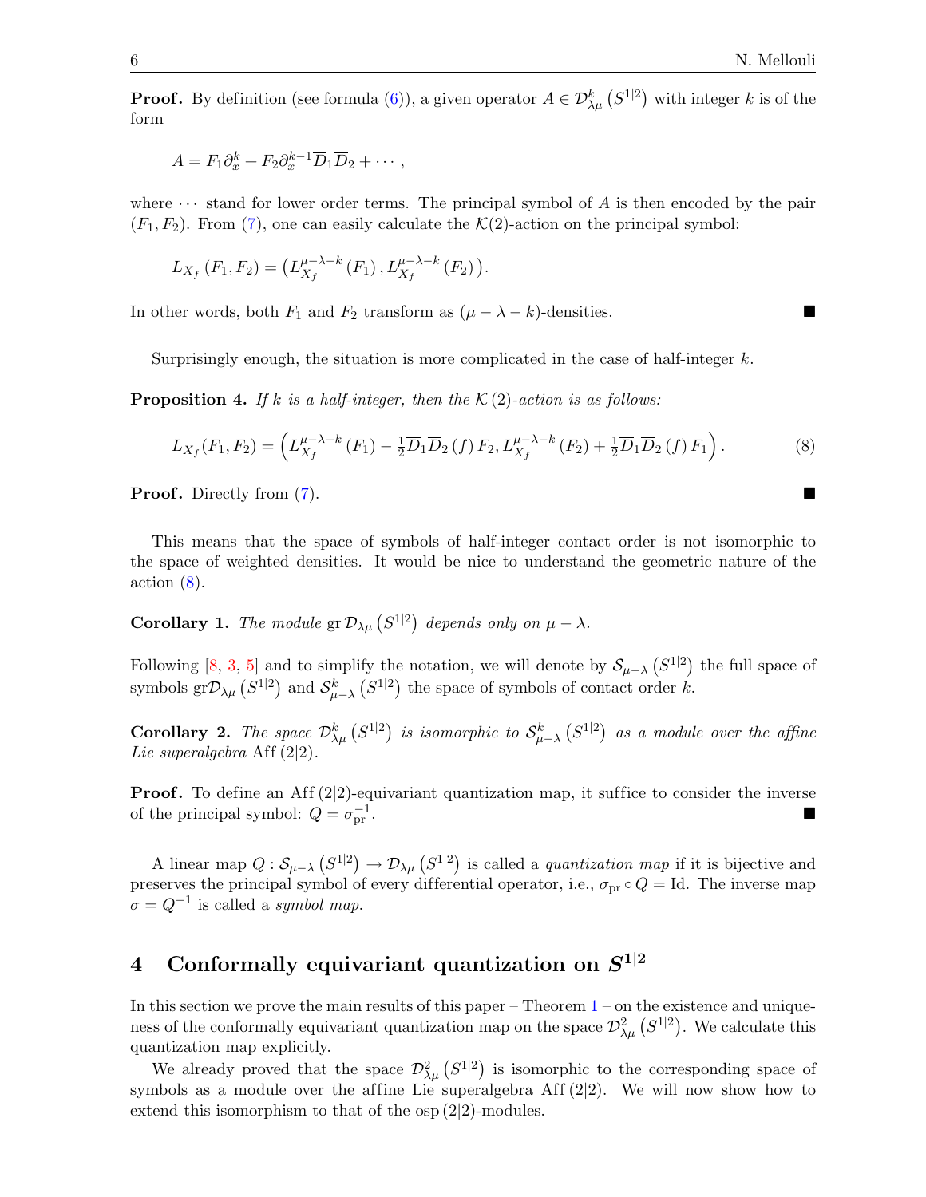**Proof.** By definition (see formula (6)), a given operator $A \in \mathcal{D}^k_{\lambda\mu}\left(S^{1|2}\right)$ with integer $k$ is of the form

$$A = F_1 \partial_x^k + F_2 \partial_x^{k-1} \overline{D}_1 \overline{D}_2 + \cdots ,$$

where $\cdots$ stand for lower order terms. The principal symbol of $A$ is then encoded by the pair $(F_1, F_2)$. From (7), one can easily calculate the $\mathcal{K}(2)$-action on the principal symbol:

$$L_{X_f}\left(F_1, F_2\right) = \left(L^{\mu-\lambda-k}_{X_f}\left(F_1\right), L^{\mu-\lambda-k}_{X_f}\left(F_2\right)\right).$$

In other words, both $F_1$ and $F_2$ transform as $(\mu - \lambda - k)$-densities. ∎

Surprisingly enough, the situation is more complicated in the case of half-integer $k$.

**Proposition 4.** *If $k$ is a half-integer, then the $\mathcal{K}(2)$-action is as follows:*

$$L_{X_f}(F_1, F_2) = \left(L^{\mu-\lambda-k}_{X_f}\left(F_1\right) - \tfrac{1}{2}\overline{D}_1\overline{D}_2\left(f\right)F_2, L^{\mu-\lambda-k}_{X_f}\left(F_2\right) + \tfrac{1}{2}\overline{D}_1\overline{D}_2\left(f\right)F_1\right). \tag{8}$$

**Proof.** Directly from (7). ∎

This means that the space of symbols of half-integer contact order is not isomorphic to the space of weighted densities. It would be nice to understand the geometric nature of the action (8).

**Corollary 1.** *The module* $\operatorname{gr}\mathcal{D}_{\lambda\mu}\left(S^{1|2}\right)$ *depends only on* $\mu - \lambda$.

Following [8, 3, 5] and to simplify the notation, we will denote by $\mathcal{S}_{\mu-\lambda}\left(S^{1|2}\right)$ the full space of symbols $\operatorname{gr}\mathcal{D}_{\lambda\mu}\left(S^{1|2}\right)$ and $\mathcal{S}^k_{\mu-\lambda}\left(S^{1|2}\right)$ the space of symbols of contact order $k$.

**Corollary 2.** *The space* $\mathcal{D}^k_{\lambda\mu}\left(S^{1|2}\right)$ *is isomorphic to* $\mathcal{S}^k_{\mu-\lambda}\left(S^{1|2}\right)$ *as a module over the affine Lie superalgebra* $\operatorname{Aff}(2|2)$.

**Proof.** To define an $\operatorname{Aff}(2|2)$-equivariant quantization map, it suffice to consider the inverse of the principal symbol: $Q = \sigma_{\mathrm{pr}}^{-1}$. ∎

A linear map $Q : \mathcal{S}_{\mu-\lambda}\left(S^{1|2}\right) \to \mathcal{D}_{\lambda\mu}\left(S^{1|2}\right)$ is called a *quantization map* if it is bijective and preserves the principal symbol of every differential operator, i.e., $\sigma_{\mathrm{pr}} \circ Q = \mathrm{Id}$. The inverse map $\sigma = Q^{-1}$ is called a *symbol map*.

## 4 Conformally equivariant quantization on $S^{1|2}$

In this section we prove the main results of this paper – Theorem 1 – on the existence and uniqueness of the conformally equivariant quantization map on the space $\mathcal{D}^2_{\lambda\mu}\left(S^{1|2}\right)$. We calculate this quantization map explicitly.

We already proved that the space $\mathcal{D}^2_{\lambda\mu}\left(S^{1|2}\right)$ is isomorphic to the corresponding space of symbols as a module over the affine Lie superalgebra $\operatorname{Aff}(2|2)$. We will now show how to extend this isomorphism to that of the $\operatorname{osp}(2|2)$-modules.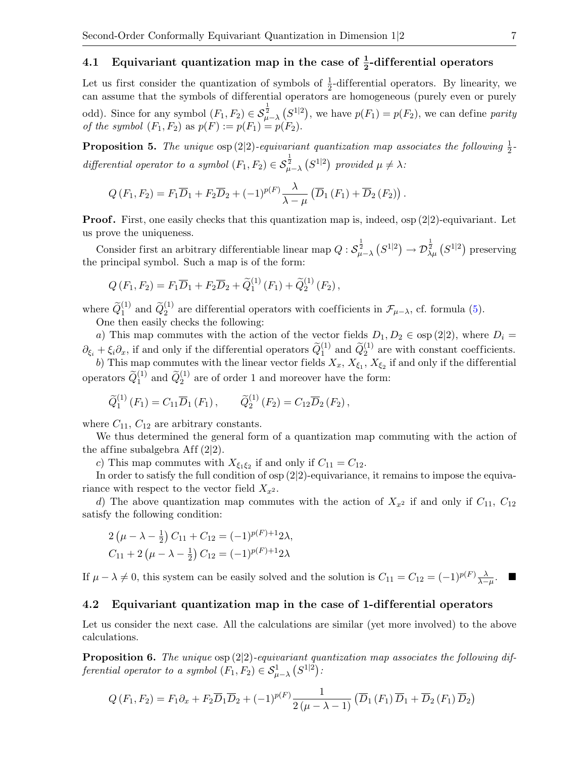## 4.1 Equivariant quantization map in the case of $\frac{1}{2}$-differential operators

Let us first consider the quantization of symbols of $\frac{1}{2}$-differential operators. By linearity, we can assume that the symbols of differential operators are homogeneous (purely even or purely odd). Since for any symbol $(F_1, F_2) \in \mathcal{S}^{\frac{1}{2}}_{\mu-\lambda}\left(S^{1|2}\right)$, we have $p(F_1) = p(F_2)$, we can define *parity of the symbol* $(F_1, F_2)$ as $p(F) := p(F_1) = p(F_2)$.

**Proposition 5.** *The unique* $\operatorname{osp}(2|2)$*-equivariant quantization map associates the following* $\frac{1}{2}$*-differential operator to a symbol* $(F_1, F_2) \in \mathcal{S}^{\frac{1}{2}}_{\mu-\lambda}\left(S^{1|2}\right)$ *provided* $\mu \neq \lambda$*:*

$$Q(F_1, F_2) = F_1 \overline{D}_1 + F_2 \overline{D}_2 + (-1)^{p(F)} \frac{\lambda}{\lambda - \mu} \left(\overline{D}_1(F_1) + \overline{D}_2(F_2)\right).$$

**Proof.** First, one easily checks that this quantization map is, indeed, $\operatorname{osp}(2|2)$-equivariant. Let us prove the uniqueness.

Consider first an arbitrary differentiable linear map $Q : \mathcal{S}^{\frac{1}{2}}_{\mu-\lambda}\left(S^{1|2}\right) \to \mathcal{D}^{\frac{1}{2}}_{\lambda\mu}\left(S^{1|2}\right)$ preserving the principal symbol. Such a map is of the form:

$$Q(F_1, F_2) = F_1 \overline{D}_1 + F_2 \overline{D}_2 + \widetilde{Q}^{(1)}_1(F_1) + \widetilde{Q}^{(1)}_2(F_2),$$

where $\widetilde{Q}^{(1)}_1$ and $\widetilde{Q}^{(1)}_2$ are differential operators with coefficients in $\mathcal{F}_{\mu-\lambda}$, cf. formula (5).

One then easily checks the following:

*a*) This map commutes with the action of the vector fields $D_1, D_2 \in \operatorname{osp}(2|2)$, where $D_i = \partial_{\xi_i} + \xi_i \partial_x$, if and only if the differential operators $\widetilde{Q}^{(1)}_1$ and $\widetilde{Q}^{(1)}_2$ are with constant coefficients.

*b*) This map commutes with the linear vector fields $X_x$, $X_{\xi_1}$, $X_{\xi_2}$ if and only if the differential operators $\widetilde{Q}^{(1)}_1$ and $\widetilde{Q}^{(1)}_2$ are of order 1 and moreover have the form:

$$\widetilde{Q}^{(1)}_1(F_1) = C_{11} \overline{D}_1(F_1), \qquad \widetilde{Q}^{(1)}_2(F_2) = C_{12} \overline{D}_2(F_2),$$

where $C_{11}$, $C_{12}$ are arbitrary constants.

We thus determined the general form of a quantization map commuting with the action of the affine subalgebra $\operatorname{Aff}(2|2)$.

*c*) This map commutes with $X_{\xi_1\xi_2}$ if and only if $C_{11} = C_{12}$.

In order to satisfy the full condition of $\operatorname{osp}(2|2)$-equivariance, it remains to impose the equivariance with respect to the vector field $X_{x^2}$.

*d*) The above quantization map commutes with the action of $X_{x^2}$ if and only if $C_{11}$, $C_{12}$ satisfy the following condition:

$$2\left(\mu - \lambda - \tfrac{1}{2}\right) C_{11} + C_{12} = (-1)^{p(F)+1} 2\lambda,$$
$$C_{11} + 2\left(\mu - \lambda - \tfrac{1}{2}\right) C_{12} = (-1)^{p(F)+1} 2\lambda$$

If $\mu - \lambda \neq 0$, this system can be easily solved and the solution is $C_{11} = C_{12} = (-1)^{p(F)} \frac{\lambda}{\lambda-\mu}$. ■

## 4.2 Equivariant quantization map in the case of 1-differential operators

Let us consider the next case. All the calculations are similar (yet more involved) to the above calculations.

**Proposition 6.** *The unique* $\operatorname{osp}(2|2)$*-equivariant quantization map associates the following differential operator to a symbol* $(F_1, F_2) \in \mathcal{S}^1_{\mu-\lambda}\left(S^{1|2}\right)$*:*

$$Q(F_1, F_2) = F_1 \partial_x + F_2 \overline{D}_1 \overline{D}_2 + (-1)^{p(F)} \frac{1}{2(\mu - \lambda - 1)} \left(\overline{D}_1(F_1) \overline{D}_1 + \overline{D}_2(F_1) \overline{D}_2\right)$$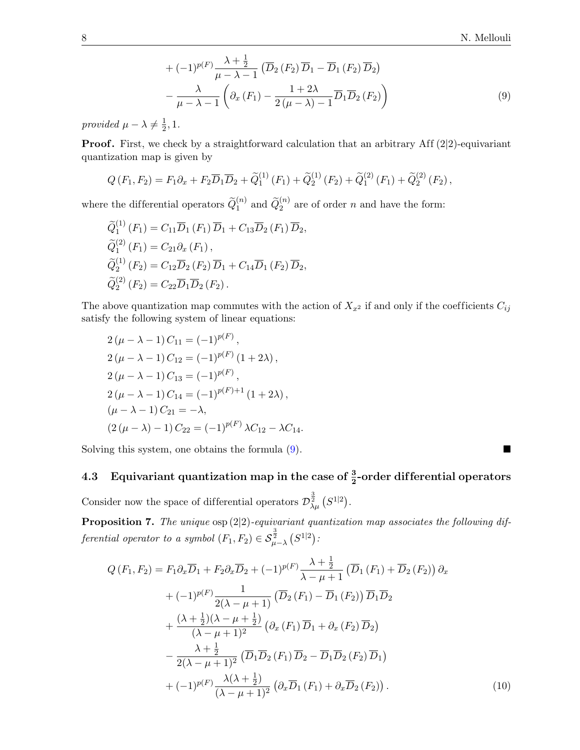$$
\begin{aligned}
&+(-1)^{p(F)}\frac{\lambda+\frac{1}{2}}{\mu-\lambda-1}\left(\overline{D}_2\left(F_2\right)\overline{D}_1-\overline{D}_1\left(F_2\right)\overline{D}_2\right)\\
&-\frac{\lambda}{\mu-\lambda-1}\left(\partial_x\left(F_1\right)-\frac{1+2\lambda}{2\left(\mu-\lambda\right)-1}\overline{D}_1\overline{D}_2\left(F_2\right)\right)
\end{aligned}
\tag{9}
$$

*provided* $\mu-\lambda\neq\frac{1}{2},1$.

**Proof.** First, we check by a straightforward calculation that an arbitrary $\mathrm{Aff}\,(2|2)$-equivariant quantization map is given by

$$
Q\left(F_1,F_2\right)=F_1\partial_x+F_2\overline{D}_1\overline{D}_2+\widetilde{Q}_1^{(1)}\left(F_1\right)+\widetilde{Q}_2^{(1)}\left(F_2\right)+\widetilde{Q}_1^{(2)}\left(F_1\right)+\widetilde{Q}_2^{(2)}\left(F_2\right),
$$

where the differential operators $\widetilde{Q}_1^{(n)}$ and $\widetilde{Q}_2^{(n)}$ are of order $n$ and have the form:

$$
\begin{aligned}
&\widetilde{Q}_1^{(1)}\left(F_1\right)=C_{11}\overline{D}_1\left(F_1\right)\overline{D}_1+C_{13}\overline{D}_2\left(F_1\right)\overline{D}_2,\\
&\widetilde{Q}_1^{(2)}\left(F_1\right)=C_{21}\partial_x\left(F_1\right),\\
&\widetilde{Q}_2^{(1)}\left(F_2\right)=C_{12}\overline{D}_2\left(F_2\right)\overline{D}_1+C_{14}\overline{D}_1\left(F_2\right)\overline{D}_2,\\
&\widetilde{Q}_2^{(2)}\left(F_2\right)=C_{22}\overline{D}_1\overline{D}_2\left(F_2\right).
\end{aligned}
$$

The above quantization map commutes with the action of $X_{x^2}$ if and only if the coefficients $C_{ij}$ satisfy the following system of linear equations:

$$
\begin{aligned}
&2\left(\mu-\lambda-1\right)C_{11}=(-1)^{p(F)},\\
&2\left(\mu-\lambda-1\right)C_{12}=(-1)^{p(F)}\left(1+2\lambda\right),\\
&2\left(\mu-\lambda-1\right)C_{13}=(-1)^{p(F)},\\
&2\left(\mu-\lambda-1\right)C_{14}=(-1)^{p(F)+1}\left(1+2\lambda\right),\\
&\left(\mu-\lambda-1\right)C_{21}=-\lambda,\\
&\left(2\left(\mu-\lambda\right)-1\right)C_{22}=(-1)^{p(F)}\lambda C_{12}-\lambda C_{14}.
\end{aligned}
$$

Solving this system, one obtains the formula (9). ∎

### 4.3 Equivariant quantization map in the case of $\frac{3}{2}$-order differential operators

Consider now the space of differential operators $\mathcal{D}^{\frac{3}{2}}_{\lambda\mu}\left(S^{1|2}\right)$.

**Proposition 7.** *The unique* $\mathrm{osp}\,(2|2)$*-equivariant quantization map associates the following differential operator to a symbol* $(F_1,F_2)\in\mathcal{S}^{\frac{3}{2}}_{\mu-\lambda}\left(S^{1|2}\right)$*:*

$$
\begin{aligned}
Q\left(F_1,F_2\right)={}&F_1\partial_x\overline{D}_1+F_2\partial_x\overline{D}_2+(-1)^{p(F)}\frac{\lambda+\frac{1}{2}}{\lambda-\mu+1}\left(\overline{D}_1\left(F_1\right)+\overline{D}_2\left(F_2\right)\right)\partial_x\\
&+(-1)^{p(F)}\frac{1}{2(\lambda-\mu+1)}\left(\overline{D}_2\left(F_1\right)-\overline{D}_1\left(F_2\right)\right)\overline{D}_1\overline{D}_2\\
&+\frac{(\lambda+\frac{1}{2})(\lambda-\mu+\frac{1}{2})}{(\lambda-\mu+1)^2}\left(\partial_x\left(F_1\right)\overline{D}_1+\partial_x\left(F_2\right)\overline{D}_2\right)\\
&-\frac{\lambda+\frac{1}{2}}{2(\lambda-\mu+1)^2}\left(\overline{D}_1\overline{D}_2\left(F_1\right)\overline{D}_2-\overline{D}_1\overline{D}_2\left(F_2\right)\overline{D}_1\right)\\
&+(-1)^{p(F)}\frac{\lambda(\lambda+\frac{1}{2})}{(\lambda-\mu+1)^2}\left(\partial_x\overline{D}_1\left(F_1\right)+\partial_x\overline{D}_2\left(F_2\right)\right).
\end{aligned}
\tag{10}
$$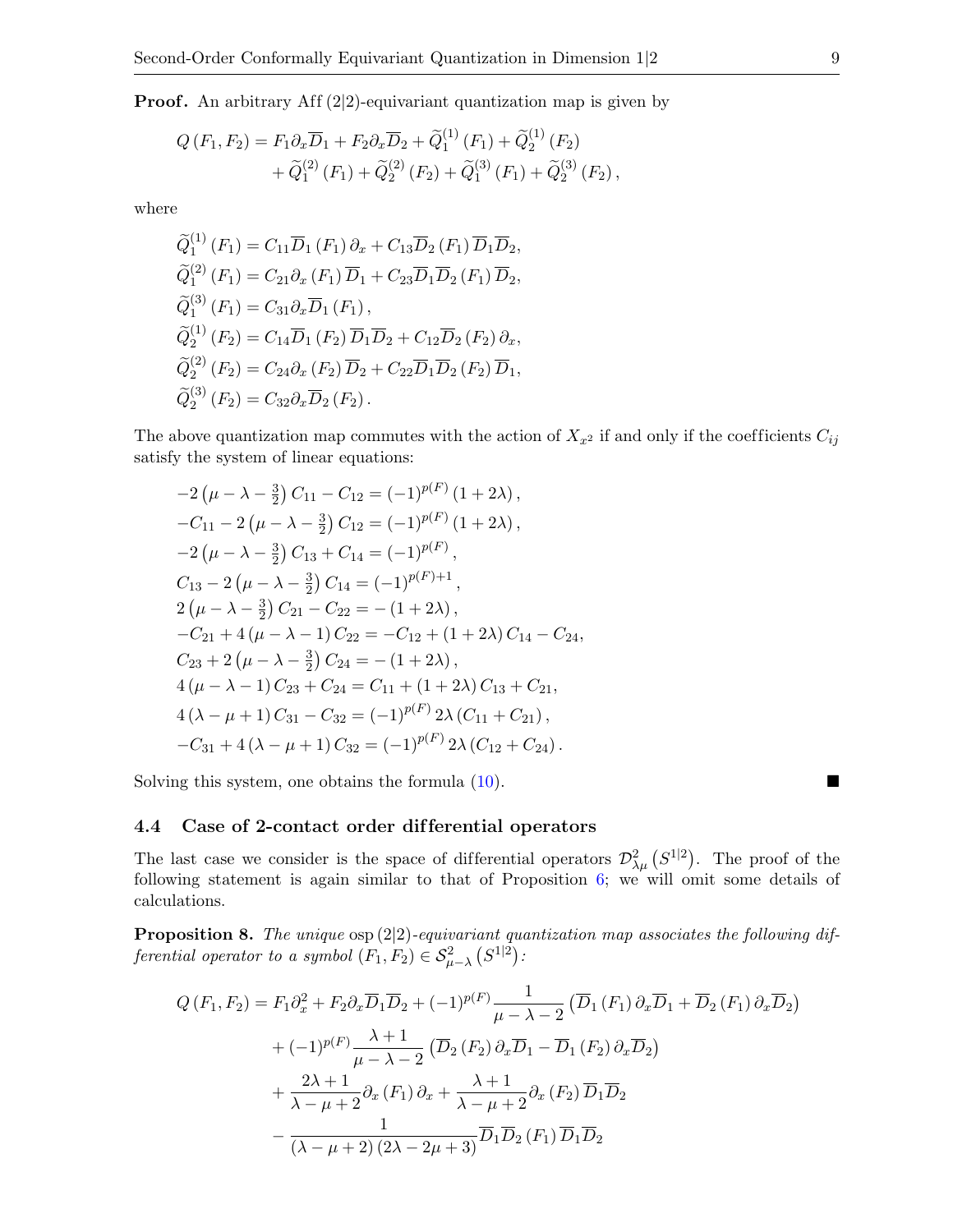**Proof.** An arbitrary Aff $(2|2)$-equivariant quantization map is given by

$$
\begin{aligned}
Q(F_1, F_2) = {} & F_1 \partial_x \overline{D}_1 + F_2 \partial_x \overline{D}_2 + \widetilde{Q}_1^{(1)}(F_1) + \widetilde{Q}_2^{(1)}(F_2) \\
& + \widetilde{Q}_1^{(2)}(F_1) + \widetilde{Q}_2^{(2)}(F_2) + \widetilde{Q}_1^{(3)}(F_1) + \widetilde{Q}_2^{(3)}(F_2),
\end{aligned}
$$

where

$$
\begin{aligned}
&\widetilde{Q}_1^{(1)}(F_1) = C_{11} \overline{D}_1 (F_1) \partial_x + C_{13} \overline{D}_2 (F_1) \overline{D}_1 \overline{D}_2, \\
&\widetilde{Q}_1^{(2)}(F_1) = C_{21} \partial_x (F_1) \overline{D}_1 + C_{23} \overline{D}_1 \overline{D}_2 (F_1) \overline{D}_2, \\
&\widetilde{Q}_1^{(3)}(F_1) = C_{31} \partial_x \overline{D}_1 (F_1), \\
&\widetilde{Q}_2^{(1)}(F_2) = C_{14} \overline{D}_1 (F_2) \overline{D}_1 \overline{D}_2 + C_{12} \overline{D}_2 (F_2) \partial_x, \\
&\widetilde{Q}_2^{(2)}(F_2) = C_{24} \partial_x (F_2) \overline{D}_2 + C_{22} \overline{D}_1 \overline{D}_2 (F_2) \overline{D}_1, \\
&\widetilde{Q}_2^{(3)}(F_2) = C_{32} \partial_x \overline{D}_2 (F_2).
\end{aligned}
$$

The above quantization map commutes with the action of $X_{x^2}$ if and only if the coefficients $C_{ij}$ satisfy the system of linear equations:

$$
\begin{aligned}
&-2\left(\mu - \lambda - \tfrac{3}{2}\right) C_{11} - C_{12} = (-1)^{p(F)} (1 + 2\lambda), \\
&-C_{11} - 2\left(\mu - \lambda - \tfrac{3}{2}\right) C_{12} = (-1)^{p(F)} (1 + 2\lambda), \\
&-2\left(\mu - \lambda - \tfrac{3}{2}\right) C_{13} + C_{14} = (-1)^{p(F)}, \\
&C_{13} - 2\left(\mu - \lambda - \tfrac{3}{2}\right) C_{14} = (-1)^{p(F)+1}, \\
&2\left(\mu - \lambda - \tfrac{3}{2}\right) C_{21} - C_{22} = -(1 + 2\lambda), \\
&-C_{21} + 4(\mu - \lambda - 1) C_{22} = -C_{12} + (1 + 2\lambda) C_{14} - C_{24}, \\
&C_{23} + 2\left(\mu - \lambda - \tfrac{3}{2}\right) C_{24} = -(1 + 2\lambda), \\
&4(\mu - \lambda - 1) C_{23} + C_{24} = C_{11} + (1 + 2\lambda) C_{13} + C_{21}, \\
&4(\lambda - \mu + 1) C_{31} - C_{32} = (-1)^{p(F)} 2\lambda (C_{11} + C_{21}), \\
&-C_{31} + 4(\lambda - \mu + 1) C_{32} = (-1)^{p(F)} 2\lambda (C_{12} + C_{24}).
\end{aligned}
$$

Solving this system, one obtains the formula (10). ■

### 4.4 Case of 2-contact order differential operators

The last case we consider is the space of differential operators $\mathcal{D}^2_{\lambda\mu}\left(S^{1|2}\right)$. The proof of the following statement is again similar to that of Proposition 6; we will omit some details of calculations.

**Proposition 8.** *The unique* $\operatorname{osp}(2|2)$*-equivariant quantization map associates the following differential operator to a symbol* $(F_1, F_2) \in \mathcal{S}^2_{\mu-\lambda}\left(S^{1|2}\right)$*:*

$$
\begin{aligned}
Q(F_1, F_2) = {} & F_1 \partial_x^2 + F_2 \partial_x \overline{D}_1 \overline{D}_2 + (-1)^{p(F)} \frac{1}{\mu - \lambda - 2} \left(\overline{D}_1 (F_1) \partial_x \overline{D}_1 + \overline{D}_2 (F_1) \partial_x \overline{D}_2\right) \\
& + (-1)^{p(F)} \frac{\lambda + 1}{\mu - \lambda - 2} \left(\overline{D}_2 (F_2) \partial_x \overline{D}_1 - \overline{D}_1 (F_2) \partial_x \overline{D}_2\right) \\
& + \frac{2\lambda + 1}{\lambda - \mu + 2} \partial_x (F_1) \partial_x + \frac{\lambda + 1}{\lambda - \mu + 2} \partial_x (F_2) \overline{D}_1 \overline{D}_2 \\
& - \frac{1}{(\lambda - \mu + 2)(2\lambda - 2\mu + 3)} \overline{D}_1 \overline{D}_2 (F_1) \overline{D}_1 \overline{D}_2
\end{aligned}
$$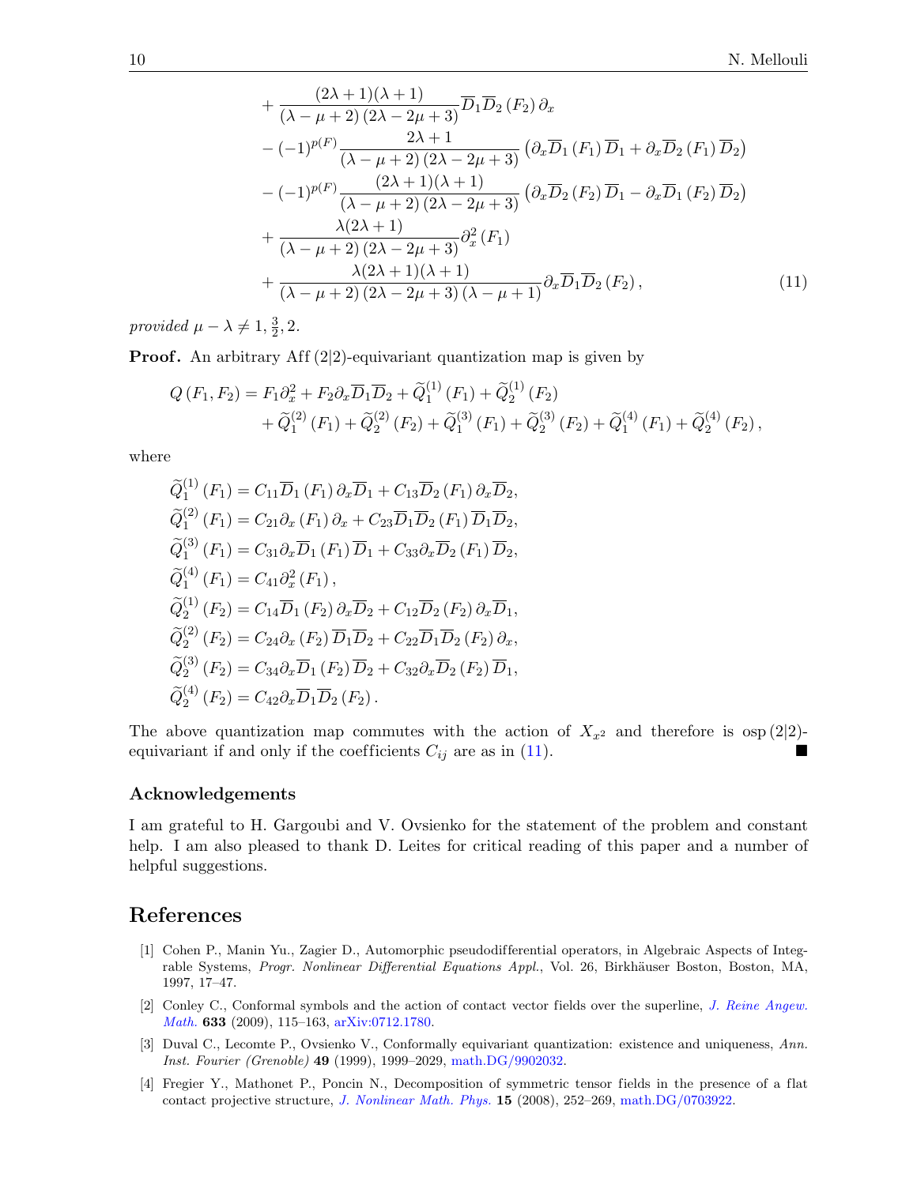$$
\begin{aligned}
&+\frac{(2\lambda+1)(\lambda+1)}{(\lambda-\mu+2)(2\lambda-2\mu+3)}\overline{D}_1\overline{D}_2(F_2)\,\partial_x\\
&-(-1)^{p(F)}\frac{2\lambda+1}{(\lambda-\mu+2)(2\lambda-2\mu+3)}\left(\partial_x\overline{D}_1(F_1)\,\overline{D}_1+\partial_x\overline{D}_2(F_1)\,\overline{D}_2\right)\\
&-(-1)^{p(F)}\frac{(2\lambda+1)(\lambda+1)}{(\lambda-\mu+2)(2\lambda-2\mu+3)}\left(\partial_x\overline{D}_2(F_2)\,\overline{D}_1-\partial_x\overline{D}_1(F_2)\,\overline{D}_2\right)\\
&+\frac{\lambda(2\lambda+1)}{(\lambda-\mu+2)(2\lambda-2\mu+3)}\partial_x^2(F_1)\\
&+\frac{\lambda(2\lambda+1)(\lambda+1)}{(\lambda-\mu+2)(2\lambda-2\mu+3)(\lambda-\mu+1)}\partial_x\overline{D}_1\overline{D}_2(F_2),
\end{aligned}
\tag{11}
$$

*provided* $\mu-\lambda\neq 1,\frac{3}{2},2$.

**Proof.** An arbitrary $\operatorname{Aff}(2|2)$-equivariant quantization map is given by

$$
\begin{aligned}
Q(F_1,F_2)={}&F_1\partial_x^2+F_2\partial_x\overline{D}_1\overline{D}_2+\widetilde{Q}_1^{(1)}(F_1)+\widetilde{Q}_2^{(1)}(F_2)\\
&+\widetilde{Q}_1^{(2)}(F_1)+\widetilde{Q}_2^{(2)}(F_2)+\widetilde{Q}_1^{(3)}(F_1)+\widetilde{Q}_2^{(3)}(F_2)+\widetilde{Q}_1^{(4)}(F_1)+\widetilde{Q}_2^{(4)}(F_2),
\end{aligned}
$$

where

$$
\begin{aligned}
&\widetilde{Q}_1^{(1)}(F_1)=C_{11}\overline{D}_1(F_1)\,\partial_x\overline{D}_1+C_{13}\overline{D}_2(F_1)\,\partial_x\overline{D}_2,\\
&\widetilde{Q}_1^{(2)}(F_1)=C_{21}\partial_x(F_1)\,\partial_x+C_{23}\overline{D}_1\overline{D}_2(F_1)\,\overline{D}_1\overline{D}_2,\\
&\widetilde{Q}_1^{(3)}(F_1)=C_{31}\partial_x\overline{D}_1(F_1)\,\overline{D}_1+C_{33}\partial_x\overline{D}_2(F_1)\,\overline{D}_2,\\
&\widetilde{Q}_1^{(4)}(F_1)=C_{41}\partial_x^2(F_1),\\
&\widetilde{Q}_2^{(1)}(F_2)=C_{14}\overline{D}_1(F_2)\,\partial_x\overline{D}_2+C_{12}\overline{D}_2(F_2)\,\partial_x\overline{D}_1,\\
&\widetilde{Q}_2^{(2)}(F_2)=C_{24}\partial_x(F_2)\,\overline{D}_1\overline{D}_2+C_{22}\overline{D}_1\overline{D}_2(F_2)\,\partial_x,\\
&\widetilde{Q}_2^{(3)}(F_2)=C_{34}\partial_x\overline{D}_1(F_2)\,\overline{D}_2+C_{32}\partial_x\overline{D}_2(F_2)\,\overline{D}_1,\\
&\widetilde{Q}_2^{(4)}(F_2)=C_{42}\partial_x\overline{D}_1\overline{D}_2(F_2).
\end{aligned}
$$

The above quantization map commutes with the action of $X_{x^2}$ and therefore is $\operatorname{osp}(2|2)$-equivariant if and only if the coefficients $C_{ij}$ are as in (11). ■

## Acknowledgements

I am grateful to H. Gargoubi and V. Ovsienko for the statement of the problem and constant help. I am also pleased to thank D. Leites for critical reading of this paper and a number of helpful suggestions.

## References

[1] Cohen P., Manin Yu., Zagier D., Automorphic pseudodifferential operators, in Algebraic Aspects of Integrable Systems, *Progr. Nonlinear Differential Equations Appl.*, Vol. 26, Birkhäuser Boston, Boston, MA, 1997, 17–47.

[2] Conley C., Conformal symbols and the action of contact vector fields over the superline, *J. Reine Angew. Math.* **633** (2009), 115–163, arXiv:0712.1780.

[3] Duval C., Lecomte P., Ovsienko V., Conformally equivariant quantization: existence and uniqueness, *Ann. Inst. Fourier (Grenoble)* **49** (1999), 1999–2029, math.DG/9902032.

[4] Fregier Y., Mathonet P., Poncin N., Decomposition of symmetric tensor fields in the presence of a flat contact projective structure, *J. Nonlinear Math. Phys.* **15** (2008), 252–269, math.DG/0703922.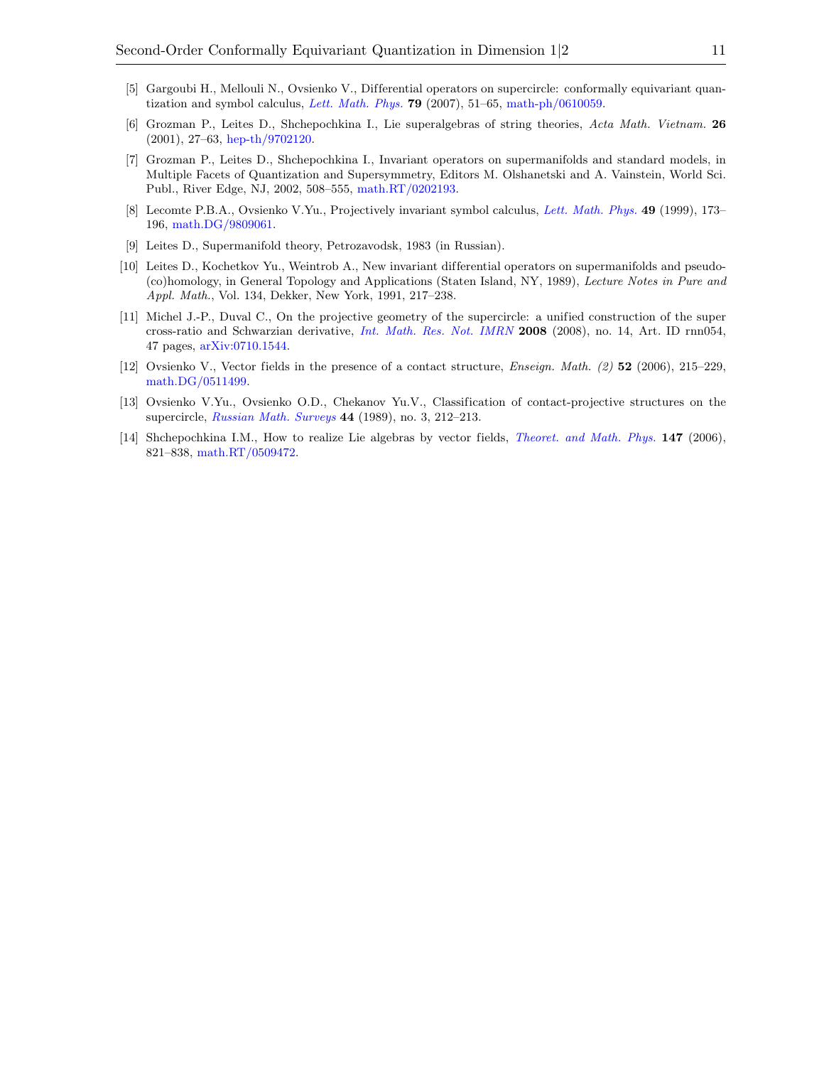[5] Gargoubi H., Mellouli N., Ovsienko V., Differential operators on supercircle: conformally equivariant quantization and symbol calculus, *Lett. Math. Phys.* **79** (2007), 51–65, math-ph/0610059.

[6] Grozman P., Leites D., Shchepochkina I., Lie superalgebras of string theories, *Acta Math. Vietnam.* **26** (2001), 27–63, hep-th/9702120.

[7] Grozman P., Leites D., Shchepochkina I., Invariant operators on supermanifolds and standard models, in Multiple Facets of Quantization and Supersymmetry, Editors M. Olshanetski and A. Vainstein, World Sci. Publ., River Edge, NJ, 2002, 508–555, math.RT/0202193.

[8] Lecomte P.B.A., Ovsienko V.Yu., Projectively invariant symbol calculus, *Lett. Math. Phys.* **49** (1999), 173–196, math.DG/9809061.

[9] Leites D., Supermanifold theory, Petrozavodsk, 1983 (in Russian).

[10] Leites D., Kochetkov Yu., Weintrob A., New invariant differential operators on supermanifolds and pseudo-(co)homology, in General Topology and Applications (Staten Island, NY, 1989), *Lecture Notes in Pure and Appl. Math.*, Vol. 134, Dekker, New York, 1991, 217–238.

[11] Michel J.-P., Duval C., On the projective geometry of the supercircle: a unified construction of the super cross-ratio and Schwarzian derivative, *Int. Math. Res. Not. IMRN* **2008** (2008), no. 14, Art. ID rnn054, 47 pages, arXiv:0710.1544.

[12] Ovsienko V., Vector fields in the presence of a contact structure, *Enseign. Math. (2)* **52** (2006), 215–229, math.DG/0511499.

[13] Ovsienko V.Yu., Ovsienko O.D., Chekanov Yu.V., Classification of contact-projective structures on the supercircle, *Russian Math. Surveys* **44** (1989), no. 3, 212–213.

[14] Shchepochkina I.M., How to realize Lie algebras by vector fields, *Theoret. and Math. Phys.* **147** (2006), 821–838, math.RT/0509472.